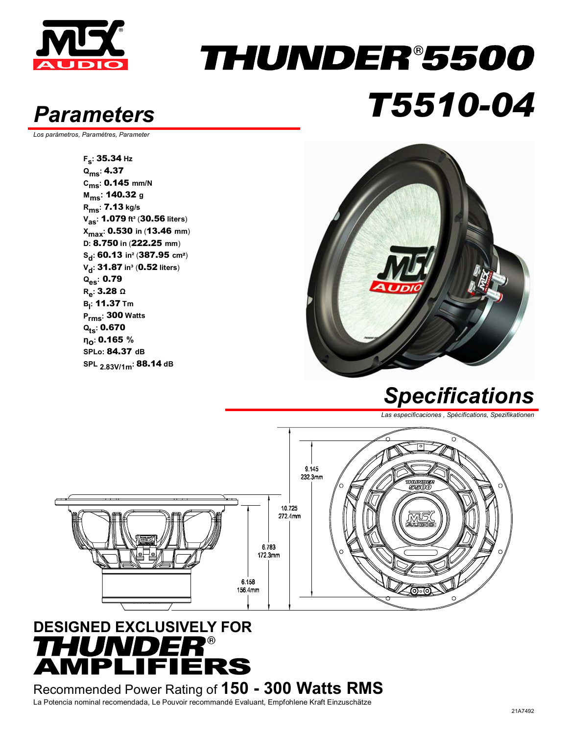# MTX AUDIO

# THUNDER®5500

# T5510-04

## Parameters

*Los parámetros, Paramètres, Parameter*

$F_s$: **35.34** Hz
$Q_{ms}$: **4.37**
$C_{ms}$: **0.145** mm/N
$M_{ms}$: **140.32** g
$R_{ms}$: **7.13** kg/s
$V_{as}$: **1.079** ft³ (**30.56** liters)
$X_{max}$: **0.530** in (**13.46** mm)
D: **8.750** in (**222.25** mm)
$S_d$: **60.13** in² (**387.95** cm²)
$V_d$: **31.87** in³ (**0.52** liters)
$Q_{es}$: **0.79**
$R_e$: **3.28** Ω
$B_l$: **11.37** Tm
$P_{rms}$: **300** Watts
$Q_{ts}$: **0.670**
$\eta_o$: **0.165** %
SPLo: **84.37** dB
$SPL_{2.83V/1m}$: **88.14** dB

## Specifications

*Las especificaciones , Spécifications, Spezifikationen*

9.145 232.3mm

10.725 272.4mm

6.783 172.3mm

6.158 156.4mm

**DESIGNED EXCLUSIVELY FOR THUNDER® AMPLIFIERS**

Recommended Power Rating of **150 - 300 Watts RMS**

La Potencia nominal recomendada, Le Pouvoir recommandé Evaluant, Empfohlene Kraft Einzuschätze

21A7492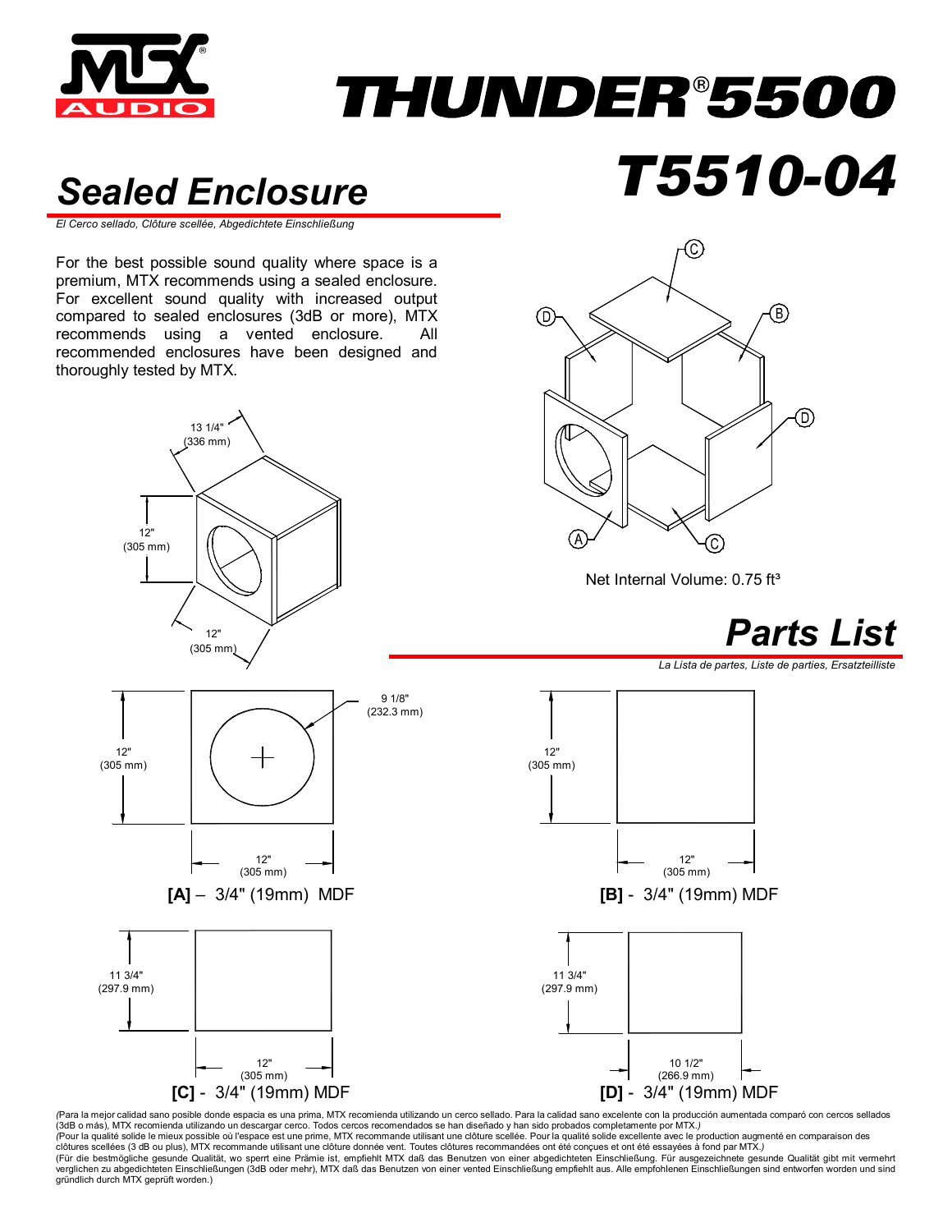# THUNDER®5500

# T5510-04

## Sealed Enclosure

*El Cerco sellado, Clôture scellée, Abgedichtete Einschließung*

For the best possible sound quality where space is a premium, MTX recommends using a sealed enclosure. For excellent sound quality with increased output compared to sealed enclosures (3dB or more), MTX recommends using a vented enclosure. All recommended enclosures have been designed and thoroughly tested by MTX.

13 1/4" (336 mm)

12" (305 mm)

12" (305 mm)

Net Internal Volume: 0.75 ft³

## Parts List

*La Lista de partes, Liste de parties, Ersatzteilliste*

12" (305 mm) × 12" (305 mm), 9 1/8" (232.3 mm)

**[A]** – 3/4" (19mm) MDF

12" (305 mm) × 12" (305 mm)

**[B]** - 3/4" (19mm) MDF

11 3/4" (297.9 mm) × 12" (305 mm)

**[C]** - 3/4" (19mm) MDF

11 3/4" (297.9 mm) × 10 1/2" (266.9 mm)

**[D]** - 3/4" (19mm) MDF

*(Para la mejor calidad sano posible donde espacia es una prima, MTX recomienda utilizando un cerco sellado. Para la calidad sano excelente con la producción aumentada comparó con cercos sellados (3dB o más), MTX recomienda utilizando un descargar cerco. Todos cercos recomendados se han diseñado y han sido probados completamente por MTX.)*

*(Pour la qualité solide le mieux possible où l'espace est une prime, MTX recommande utilisant une clôture scellée. Pour la qualité solide excellente avec le production augmenté en comparaison des clôtures scellées (3 dB ou plus), MTX recommande utilisant une clôture donnée vent. Toutes clôtures recommandées ont été conçues et ont été essayées à fond par MTX.)*

(Für die bestmögliche gesunde Qualität, wo sperrt eine Prämie ist, empfiehlt MTX daß das Benutzen von einer abgedichteten Einschließung. Für ausgezeichnete gesunde Qualität gibt mit vermehrt verglichen zu abgedichteten Einschließungen (3dB oder mehr), MTX daß das Benutzen von einer vented Einschließung empfiehlt aus. Alle empfohlenen Einschließungen sind entworfen worden und sind gründlich durch MTX geprüft worden.)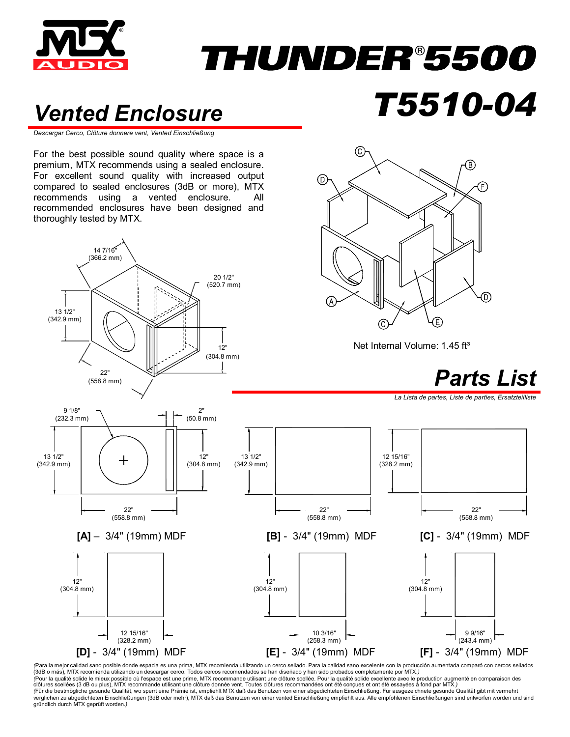# THUNDER® 5500

# T5510-04

## Vented Enclosure

*Descargar Cerco, Clôture donnere vent, Vented Einschließung*

For the best possible sound quality where space is a premium, MTX recommends using a sealed enclosure. For excellent sound quality with increased output compared to sealed enclosures (3dB or more), MTX recommends using a vented enclosure. All recommended enclosures have been designed and thoroughly tested by MTX.

14 7/16" (366.2 mm)

20 1/2" (520.7 mm)

13 1/2" (342.9 mm)

12" (304.8 mm)

22" (558.8 mm)

Net Internal Volume: 1.45 ft³

## Parts List

*La Lista de partes, Liste de parties, Ersatzteilliste*

**[A]** – 3/4" (19mm) MDF — 22" (558.8 mm) × 13 1/2" (342.9 mm); 9 1/8" (232.3 mm); 2" (50.8 mm); 12" (304.8 mm)

**[B]** - 3/4" (19mm) MDF — 22" (558.8 mm) × 13 1/2" (342.9 mm)

**[C]** - 3/4" (19mm) MDF — 22" (558.8 mm) × 12 15/16" (328.2 mm)

**[D]** - 3/4" (19mm) MDF — 12 15/16" (328.2 mm) × 12" (304.8 mm)

**[E]** - 3/4" (19mm) MDF — 10 3/16" (258.3 mm) × 12" (304.8 mm)

**[F]** - 3/4" (19mm) MDF — 9 9/16" (243.4 mm) × 12" (304.8 mm)

*(Para la mejor calidad sano posible donde espacia es una prima, MTX recomienda utilizando un cerco sellado. Para la calidad sano excelente con la producción aumentada comparó con cercos sellados (3dB o más), MTX recomienda utilizando un descargar cerco. Todos cercos recomendados se han diseñado y han sido probados completamente por MTX.)*

*(Pour la qualité solide le mieux possible où l'espace est une prime, MTX recommande utilisant une clôture scellée. Pour la qualité solide excellente avec le production augmenté en comparaison des clôtures scellées (3 dB ou plus), MTX recommande utilisant une clôture donnée vent. Toutes clôtures recommandées ont été conçues et ont été essayées à fond par MTX.)*

*(Für die bestmögliche gesunde Qualität, wo sperrt eine Prämie ist, empfiehlt MTX daß das Benutzen von einer abgedichteten Einschließung. Für ausgezeichnete gesunde Qualität gibt mit vermehrt verglichen zu abgedichteten Einschließungen (3dB oder mehr), MTX daß das Benutzen von einer vented Einschließung empfiehlt aus. Alle empfohlenen Einschließungen sind entworfen worden und sind gründlich durch MTX geprüft worden.)*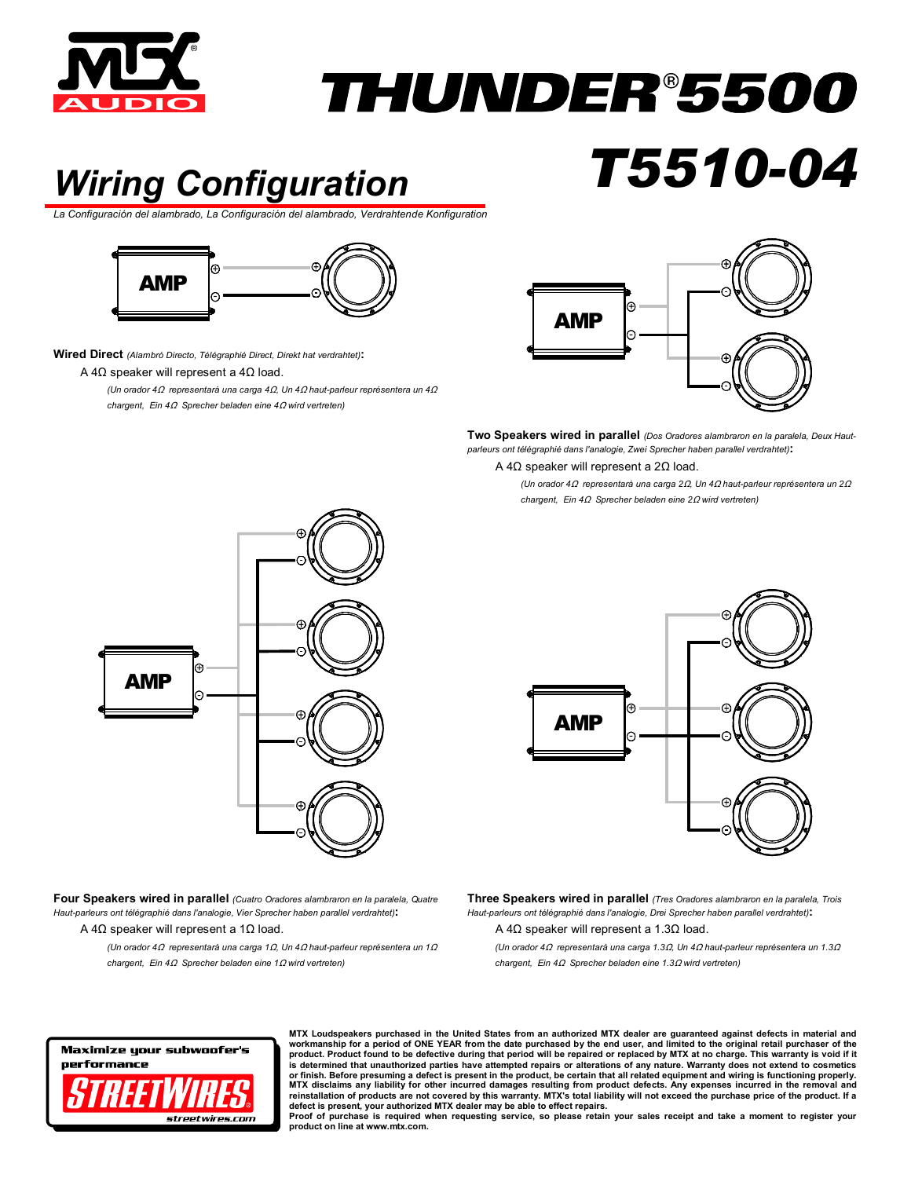# THUNDER® 5500

# T5510-04

## Wiring Configuration

*La Configuración del alambrado, La Configuración del alambrado, Verdrahtende Konfiguration*

AMP

**Wired Direct** *(Alambró Directo, Télégraphié Direct, Direkt hat verdrahtet)*:

A 4Ω speaker will represent a 4Ω load.

*(Un orador 4Ω representará una carga 4Ω, Un 4Ω haut-parleur représentera un 4Ω chargent, Ein 4Ω Sprecher beladen eine 4Ω wird vertreten)*

AMP

**Two Speakers wired in parallel** *(Dos Oradores alambraron en la paralela, Deux Haut-parleurs ont télégraphié dans l'analogie, Zwei Sprecher haben parallel verdrahtet)*:

A 4Ω speaker will represent a 2Ω load.

*(Un orador 4Ω representará una carga 2Ω, Un 4Ω haut-parleur représentera un 2Ω chargent, Ein 4Ω Sprecher beladen eine 2Ω wird vertreten)*

AMP

**Four Speakers wired in parallel** *(Cuatro Oradores alambraron en la paralela, Quatre Haut-parleurs ont télégraphié dans l'analogie, Vier Sprecher haben parallel verdrahtet)*:

A 4Ω speaker will represent a 1Ω load.

*(Un orador 4Ω representará una carga 1Ω, Un 4Ω haut-parleur représentera un 1Ω chargent, Ein 4Ω Sprecher beladen eine 1Ω wird vertreten)*

AMP

**Three Speakers wired in parallel** *(Tres Oradores alambraron en la paralela, Trois Haut-parleurs ont télégraphié dans l'analogie, Drei Sprecher haben parallel verdrahtet)*:

A 4Ω speaker will represent a 1.3Ω load.

*(Un orador 4Ω representará una carga 1.3Ω, Un 4Ω haut-parleur représentera un 1.3Ω chargent, Ein 4Ω Sprecher beladen eine 1.3Ω wird vertreten)*

**Maximize your subwoofer's performance**

STREETWIRES

streetwires.com

**MTX Loudspeakers purchased in the United States from an authorized MTX dealer are guaranteed against defects in material and workmanship for a period of ONE YEAR from the date purchased by the end user, and limited to the original retail purchaser of the product. Product found to be defective during that period will be repaired or replaced by MTX at no charge. This warranty is void if it is determined that unauthorized parties have attempted repairs or alterations of any nature. Warranty does not extend to cosmetics or finish. Before presuming a defect is present in the product, be certain that all related equipment and wiring is functioning properly. MTX disclaims any liability for other incurred damages resulting from product defects. Any expenses incurred in the removal and reinstallation of products are not covered by this warranty. MTX's total liability will not exceed the purchase price of the product. If a defect is present, your authorized MTX dealer may be able to effect repairs.**

**Proof of purchase is required when requesting service, so please retain your sales receipt and take a moment to register your product on line at www.mtx.com.**